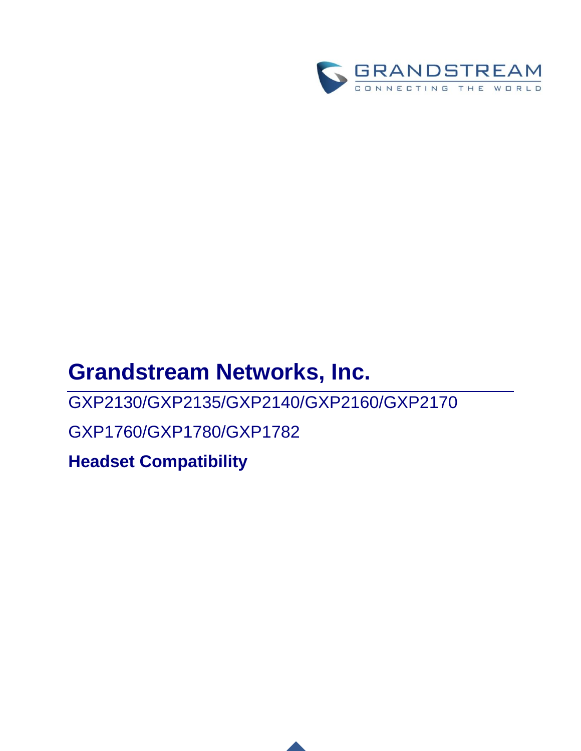# Grandstream Networks, Inc.

GXP2130/GXP2135/GXP2140/GXP2160/GXP2170

GXP1760/GXP1780/GXP1782

**Headset Compatibility**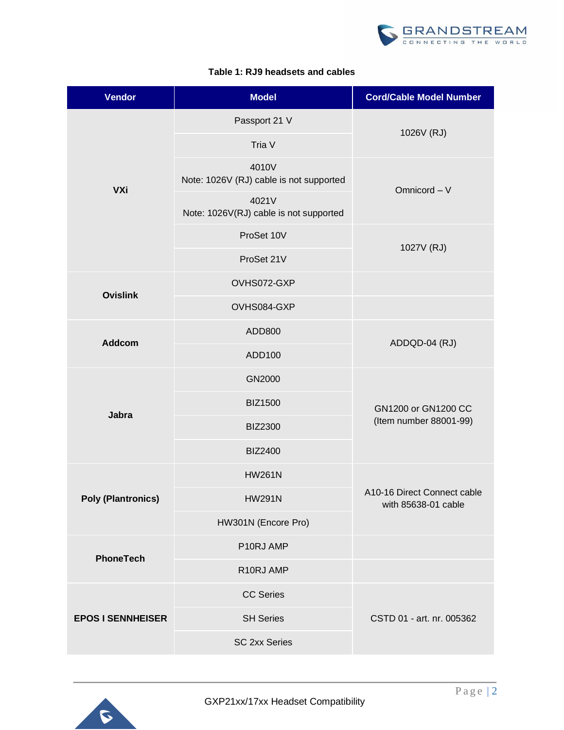**Table 1: RJ9 headsets and cables**

| Vendor | Model | Cord/Cable Model Number |
|---|---|---|
| VXi | Passport 21 V | 1026V (RJ) |
| | Tria V | |
| | 4010V<br>Note: 1026V (RJ) cable is not supported | Omnicord – V |
| | 4021V<br>Note: 1026V(RJ) cable is not supported | |
| | ProSet 10V | 1027V (RJ) |
| | ProSet 21V | |
| Ovislink | OVHS072-GXP | |
| | OVHS084-GXP | |
| Addcom | ADD800 | ADDQD-04 (RJ) |
| | ADD100 | |
| Jabra | GN2000 | GN1200 or GN1200 CC<br>(Item number 88001-99) |
| | BIZ1500 | |
| | BIZ2300 | |
| | BIZ2400 | |
| Poly (Plantronics) | HW261N | A10-16 Direct Connect cable with 85638-01 cable |
| | HW291N | |
| | HW301N (Encore Pro) | |
| PhoneTech | P10RJ AMP | |
| | R10RJ AMP | |
| EPOS I SENNHEISER | CC Series | CSTD 01 - art. nr. 005362 |
| | SH Series | |
| | SC 2xx Series | |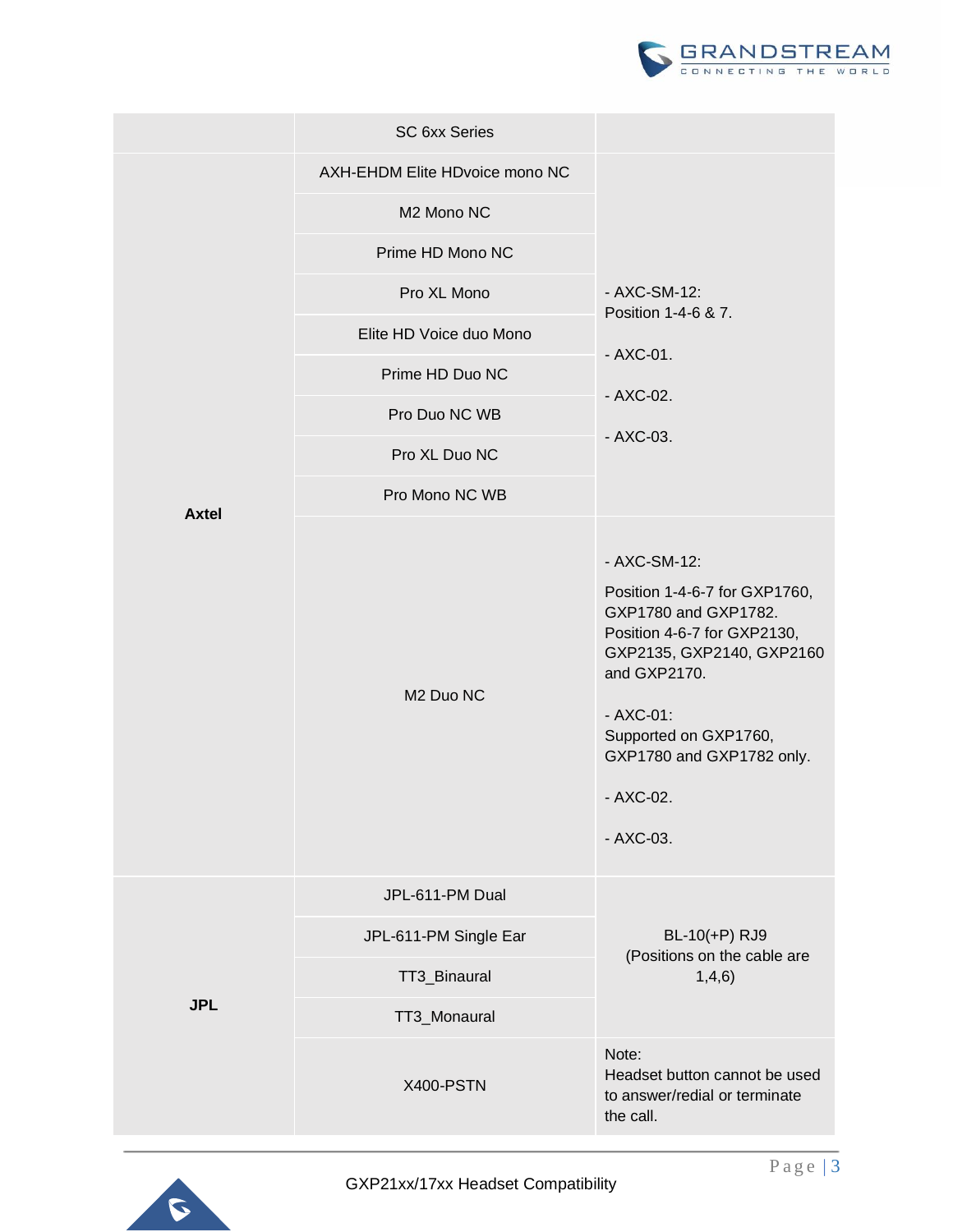| | | |
|---|---|---|
| | SC 6xx Series | |
| Axtel | AXH-EHDM Elite HDvoice mono NC | - AXC-SM-12: Position 1-4-6 & 7.<br><br>- AXC-01.<br><br>- AXC-02.<br><br>- AXC-03. |
| | M2 Mono NC | |
| | Prime HD Mono NC | |
| | Pro XL Mono | |
| | Elite HD Voice duo Mono | |
| | Prime HD Duo NC | |
| | Pro Duo NC WB | |
| | Pro XL Duo NC | |
| | Pro Mono NC WB | |
| | M2 Duo NC | - AXC-SM-12:<br><br>Position 1-4-6-7 for GXP1760, GXP1780 and GXP1782. Position 4-6-7 for GXP2130, GXP2135, GXP2140, GXP2160 and GXP2170.<br><br>- AXC-01: Supported on GXP1760, GXP1780 and GXP1782 only.<br><br>- AXC-02.<br><br>- AXC-03. |
| JPL | JPL-611-PM Dual | BL-10(+P) RJ9 (Positions on the cable are 1,4,6) |
| | JPL-611-PM Single Ear | |
| | TT3_Binaural | |
| | TT3_Monaural | |
| | X400-PSTN | Note: Headset button cannot be used to answer/redial or terminate the call. |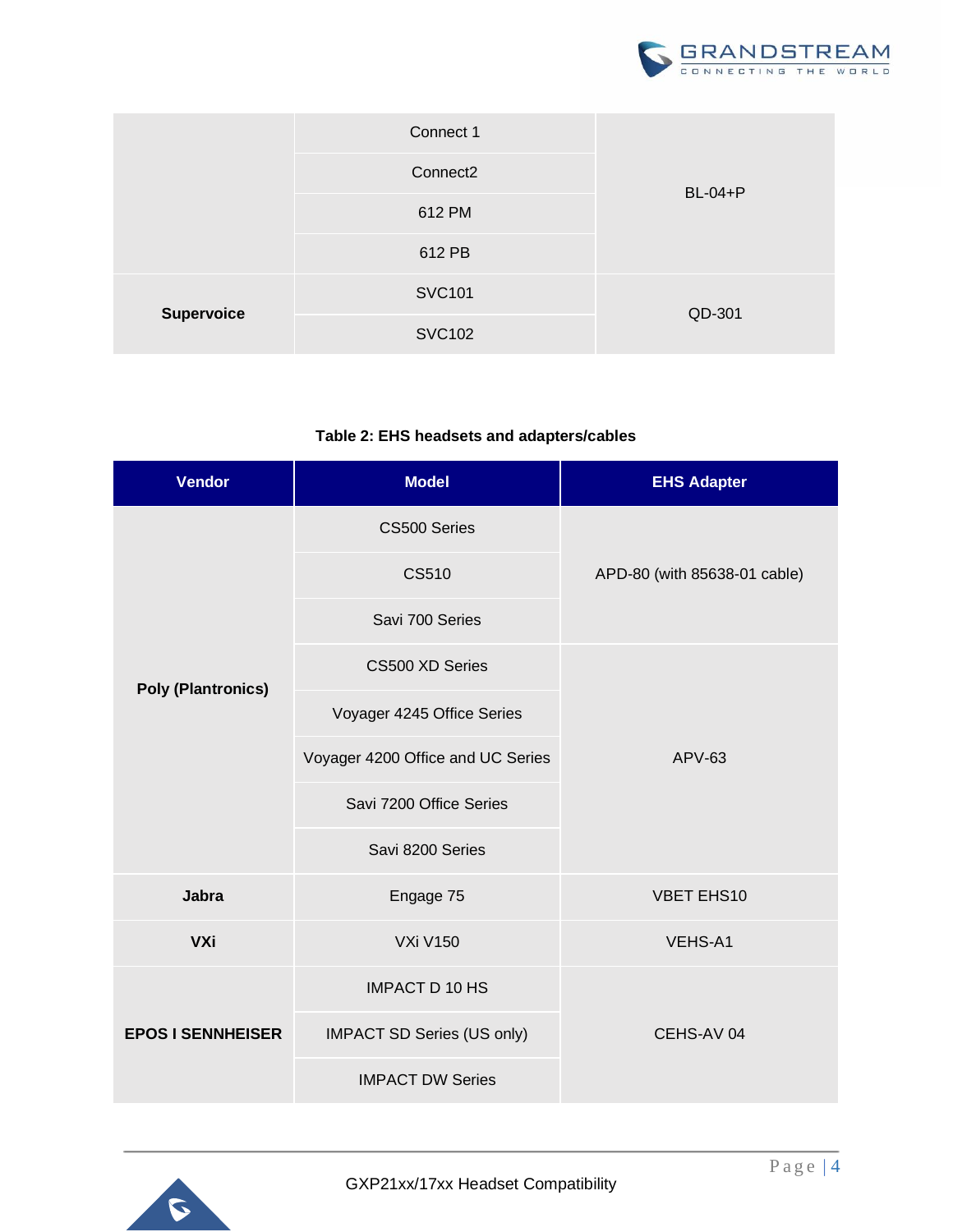| | Model | Adapter |
|---|---|---|
| | Connect 1 | BL-04+P |
| | Connect2 | |
| | 612 PM | |
| | 612 PB | |
| **Supervoice** | SVC101 | QD-301 |
| | SVC102 | |

**Table 2: EHS headsets and adapters/cables**

| Vendor | Model | EHS Adapter |
|---|---|---|
| **Poly (Plantronics)** | CS500 Series | APD-80 (with 85638-01 cable) |
| | CS510 | |
| | Savi 700 Series | |
| | CS500 XD Series | APV-63 |
| | Voyager 4245 Office Series | |
| | Voyager 4200 Office and UC Series | |
| | Savi 7200 Office Series | |
| | Savi 8200 Series | |
| **Jabra** | Engage 75 | VBET EHS10 |
| **VXi** | VXi V150 | VEHS-A1 |
| **EPOS I SENNHEISER** | IMPACT D 10 HS | CEHS-AV 04 |
| | IMPACT SD Series (US only) | |
| | IMPACT DW Series | |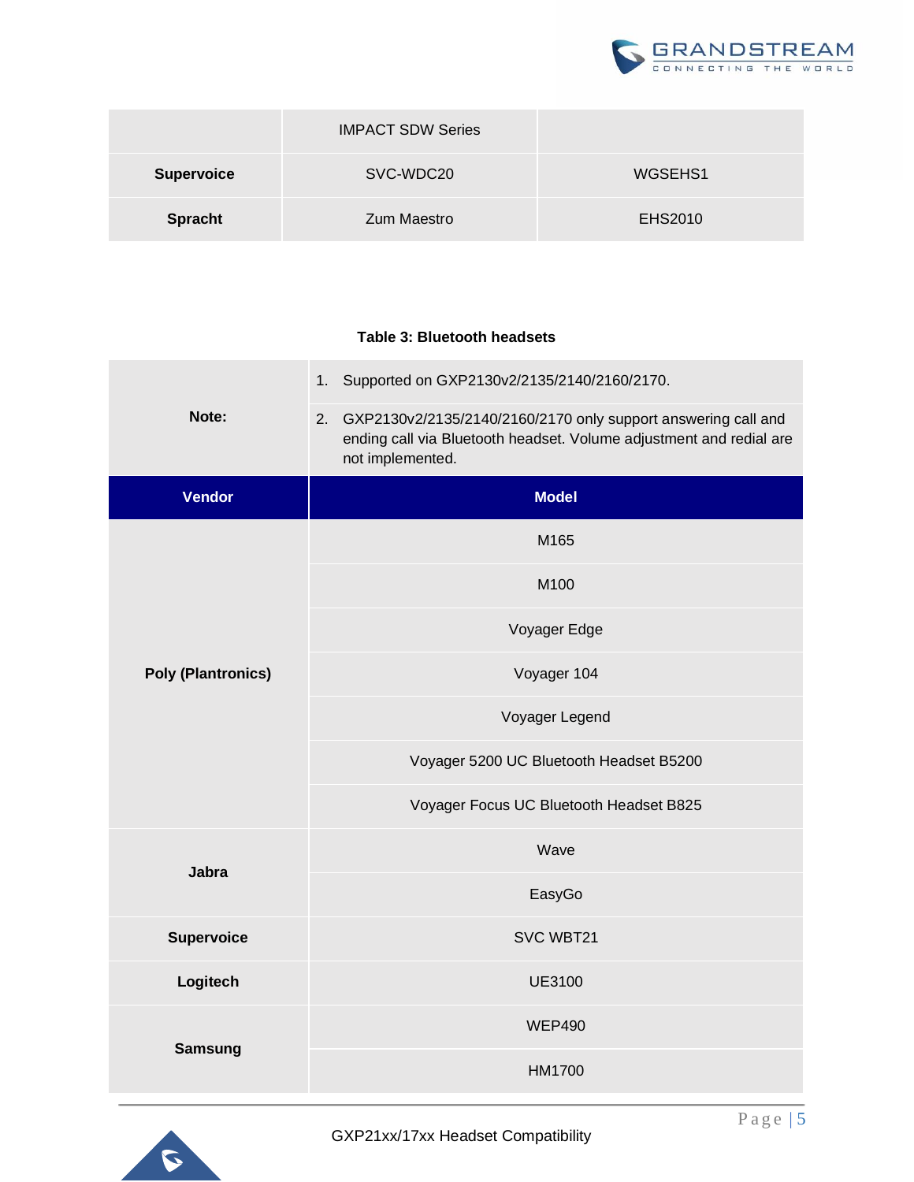| | IMPACT SDW Series | |
|---|---|---|
| **Supervoice** | SVC-WDC20 | WGSEHS1 |
| **Spracht** | Zum Maestro | EHS2010 |

**Table 3: Bluetooth headsets**

| **Note:** | 1. Supported on GXP2130v2/2135/2140/2160/2170. 2. GXP2130v2/2135/2140/2160/2170 only support answering call and ending call via Bluetooth headset. Volume adjustment and redial are not implemented. |
|---|---|
| **Vendor** | **Model** |
| **Poly (Plantronics)** | M165 |
| | M100 |
| | Voyager Edge |
| | Voyager 104 |
| | Voyager Legend |
| | Voyager 5200 UC Bluetooth Headset B5200 |
| | Voyager Focus UC Bluetooth Headset B825 |
| **Jabra** | Wave |
| | EasyGo |
| **Supervoice** | SVC WBT21 |
| **Logitech** | UE3100 |
| **Samsung** | WEP490 |
| | HM1700 |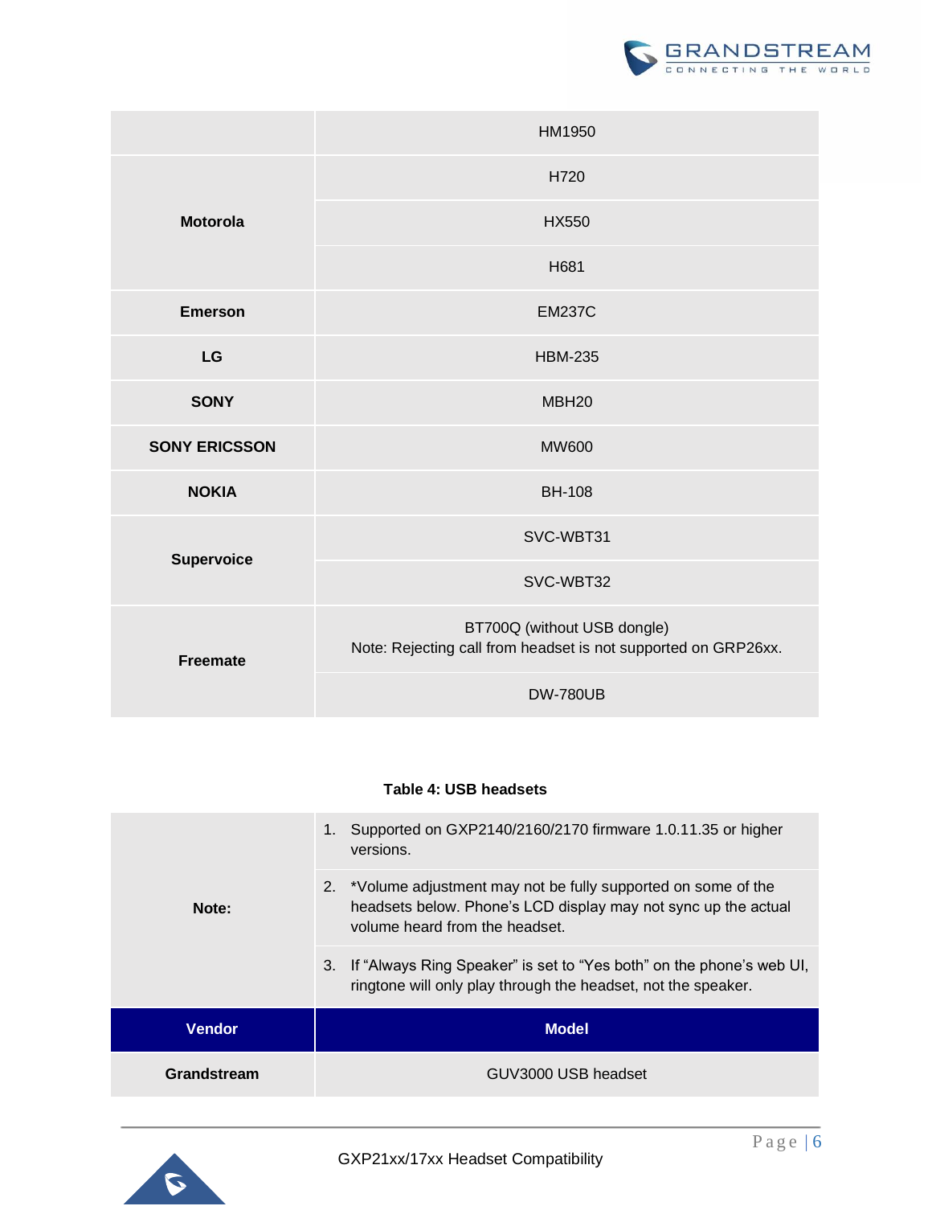| | |
|---|---|
| | HM1950 |
| **Motorola** | H720 |
| | HX550 |
| | H681 |
| **Emerson** | EM237C |
| **LG** | HBM-235 |
| **SONY** | MBH20 |
| **SONY ERICSSON** | MW600 |
| **NOKIA** | BH-108 |
| **Supervoice** | SVC-WBT31 |
| | SVC-WBT32 |
| **Freemate** | BT700Q (without USB dongle)<br>Note: Rejecting call from headset is not supported on GRP26xx. |
| | DW-780UB |

**Table 4: USB headsets**

| | |
|---|---|
| **Note:** | 1. Supported on GXP2140/2160/2170 firmware 1.0.11.35 or higher versions. |
| | 2. *Volume adjustment may not be fully supported on some of the headsets below. Phone's LCD display may not sync up the actual volume heard from the headset. |
| | 3. If "Always Ring Speaker" is set to "Yes both" on the phone's web UI, ringtone will only play through the headset, not the speaker. |
| **Vendor** | **Model** |
| **Grandstream** | GUV3000 USB headset |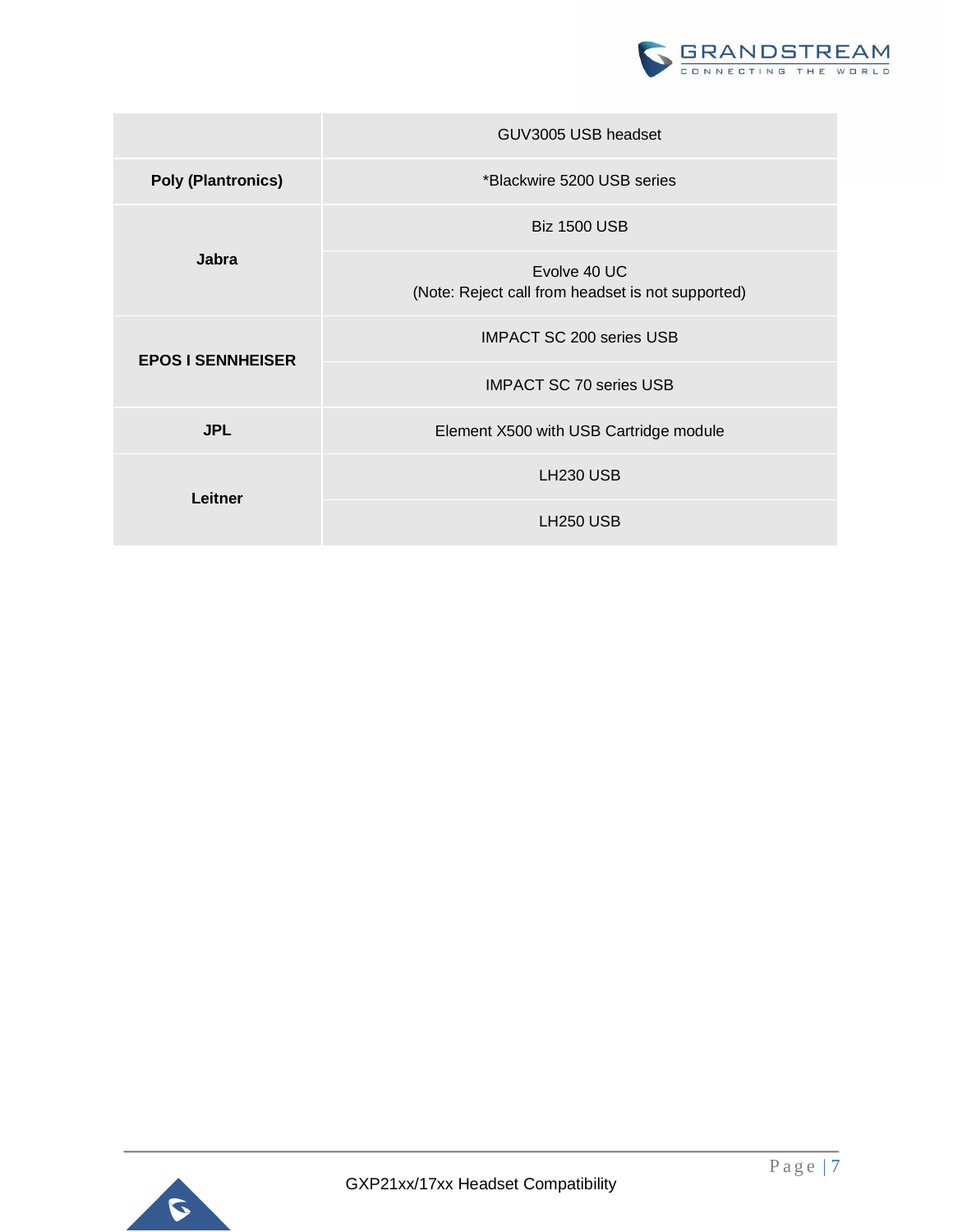| | |
|---|---|
| | GUV3005 USB headset |
| **Poly (Plantronics)** | *Blackwire 5200 USB series |
| **Jabra** | Biz 1500 USB |
| | Evolve 40 UC<br>(Note: Reject call from headset is not supported) |
| **EPOS I SENNHEISER** | IMPACT SC 200 series USB |
| | IMPACT SC 70 series USB |
| **JPL** | Element X500 with USB Cartridge module |
| **Leitner** | LH230 USB |
| | LH250 USB |